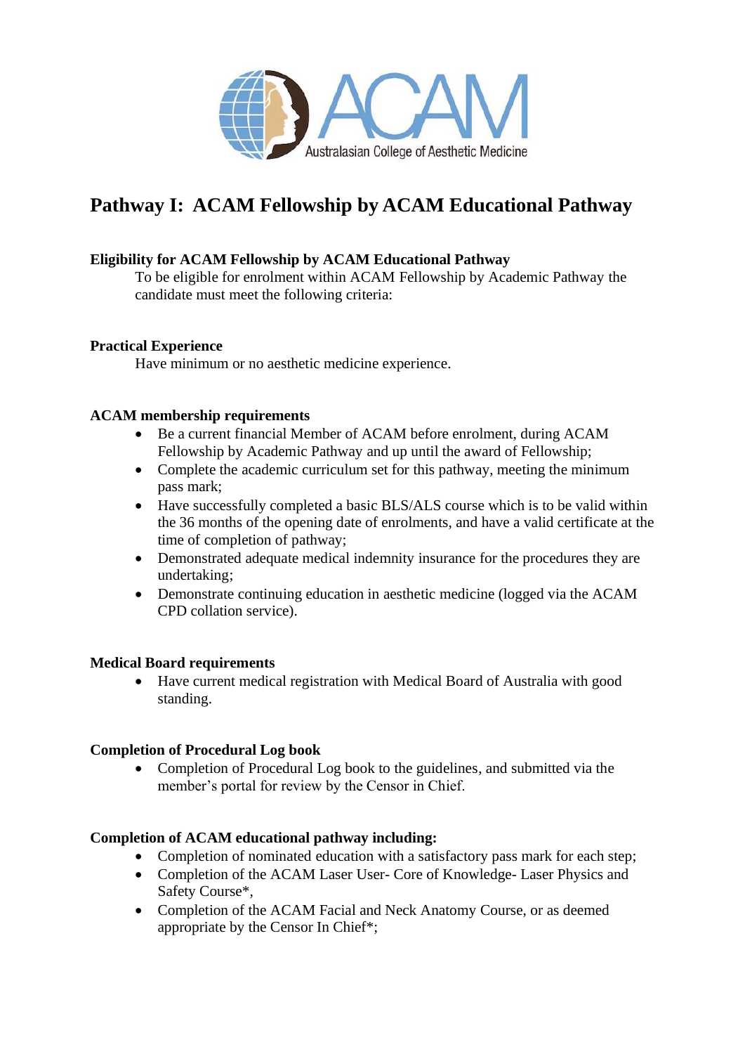# Pathway I: ACAM Fellowship by ACAM Educational Pathway

**Eligibility for ACAM Fellowship by ACAM Educational Pathway**

To be eligible for enrolment within ACAM Fellowship by Academic Pathway the candidate must meet the following criteria:

**Practical Experience**

Have minimum or no aesthetic medicine experience.

**ACAM membership requirements**

- Be a current financial Member of ACAM before enrolment, during ACAM Fellowship by Academic Pathway and up until the award of Fellowship;
- Complete the academic curriculum set for this pathway, meeting the minimum pass mark;
- Have successfully completed a basic BLS/ALS course which is to be valid within the 36 months of the opening date of enrolments, and have a valid certificate at the time of completion of pathway;
- Demonstrated adequate medical indemnity insurance for the procedures they are undertaking;
- Demonstrate continuing education in aesthetic medicine (logged via the ACAM CPD collation service).

**Medical Board requirements**

- Have current medical registration with Medical Board of Australia with good standing.

**Completion of Procedural Log book**

- Completion of Procedural Log book to the guidelines, and submitted via the member's portal for review by the Censor in Chief.

**Completion of ACAM educational pathway including:**

- Completion of nominated education with a satisfactory pass mark for each step;
- Completion of the ACAM Laser User- Core of Knowledge- Laser Physics and Safety Course*,
- Completion of the ACAM Facial and Neck Anatomy Course, or as deemed appropriate by the Censor In Chief*;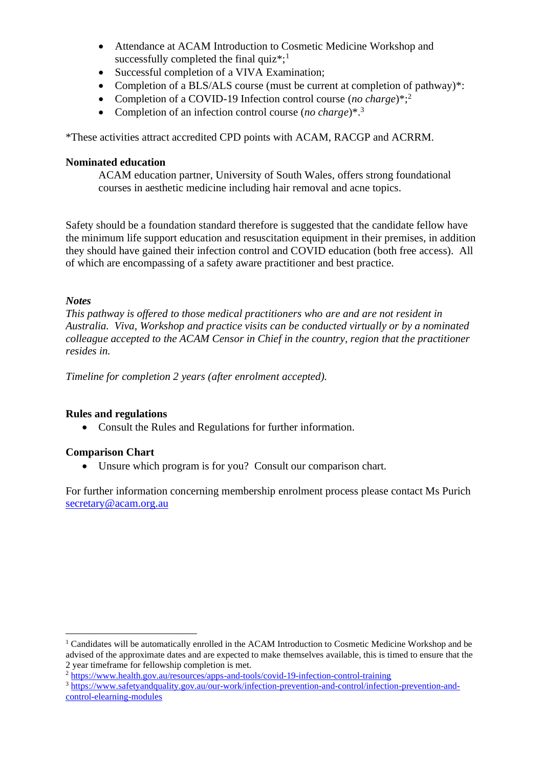- Attendance at ACAM Introduction to Cosmetic Medicine Workshop and successfully completed the final quiz*;[1]
- Successful completion of a VIVA Examination;
- Completion of a BLS/ALS course (must be current at completion of pathway)*:
- Completion of a COVID-19 Infection control course (*no charge*)*;[2]
- Completion of an infection control course (*no charge*)*.[3]

*These activities attract accredited CPD points with ACAM, RACGP and ACRRM.

**Nominated education**

ACAM education partner, University of South Wales, offers strong foundational courses in aesthetic medicine including hair removal and acne topics.

Safety should be a foundation standard therefore is suggested that the candidate fellow have the minimum life support education and resuscitation equipment in their premises, in addition they should have gained their infection control and COVID education (both free access). All of which are encompassing of a safety aware practitioner and best practice.

***Notes***

*This pathway is offered to those medical practitioners who are and are not resident in Australia. Viva, Workshop and practice visits can be conducted virtually or by a nominated colleague accepted to the ACAM Censor in Chief in the country, region that the practitioner resides in.*

*Timeline for completion 2 years (after enrolment accepted).*

**Rules and regulations**

- Consult the Rules and Regulations for further information.

**Comparison Chart**

- Unsure which program is for you? Consult our comparison chart.

For further information concerning membership enrolment process please contact Ms Purich secretary@acam.org.au

---

[1] Candidates will be automatically enrolled in the ACAM Introduction to Cosmetic Medicine Workshop and be advised of the approximate dates and are expected to make themselves available, this is timed to ensure that the 2 year timeframe for fellowship completion is met.

[2] https://www.health.gov.au/resources/apps-and-tools/covid-19-infection-control-training

[3] https://www.safetyandquality.gov.au/our-work/infection-prevention-and-control/infection-prevention-and-control-elearning-modules